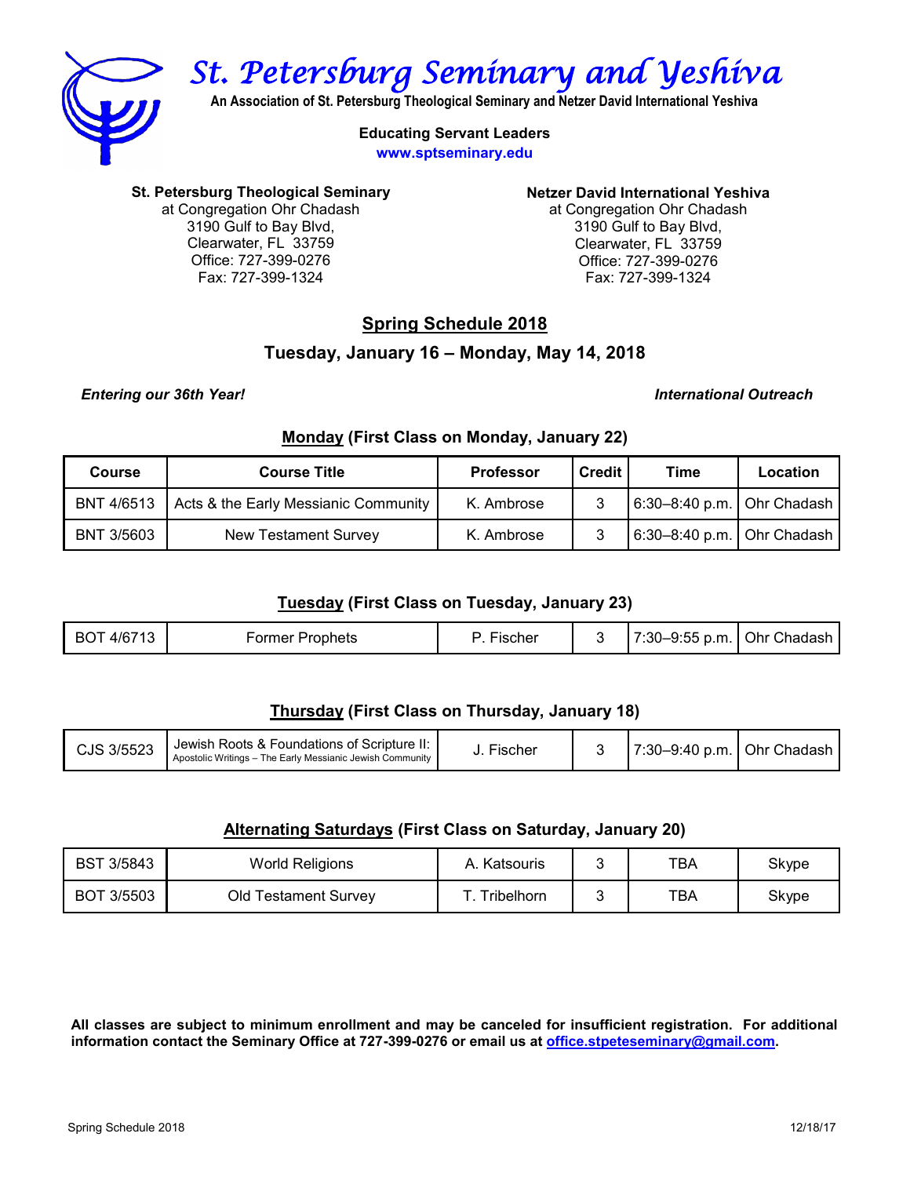# St. Petersburg Seminary and Yeshiva

**An Association of St. Petersburg Theological Seminary and Netzer David International Yeshiva**

**Educating Servant Leaders**
**www.sptseminary.edu**

**St. Petersburg Theological Seminary**
at Congregation Ohr Chadash
3190 Gulf to Bay Blvd,
Clearwater, FL 33759
Office: 727-399-0276
Fax: 727-399-1324

**Netzer David International Yeshiva**
at Congregation Ohr Chadash
3190 Gulf to Bay Blvd,
Clearwater, FL 33759
Office: 727-399-0276
Fax: 727-399-1324

## Spring Schedule 2018

### Tuesday, January 16 – Monday, May 14, 2018

***Entering our 36th Year!*** ***International Outreach***

### Monday (First Class on Monday, January 22)

| Course | Course Title | Professor | Credit | Time | Location |
|---|---|---|---|---|---|
| BNT 4/6513 | Acts & the Early Messianic Community | K. Ambrose | 3 | 6:30–8:40 p.m. | Ohr Chadash |
| BNT 3/5603 | New Testament Survey | K. Ambrose | 3 | 6:30–8:40 p.m. | Ohr Chadash |

### Tuesday (First Class on Tuesday, January 23)

| Course | Course Title | Professor | Credit | Time | Location |
|---|---|---|---|---|---|
| BOT 4/6713 | Former Prophets | P. Fischer | 3 | 7:30–9:55 p.m. | Ohr Chadash |

### Thursday (First Class on Thursday, January 18)

| Course | Course Title | Professor | Credit | Time | Location |
|---|---|---|---|---|---|
| CJS 3/5523 | Jewish Roots & Foundations of Scripture II: Apostolic Writings – The Early Messianic Jewish Community | J. Fischer | 3 | 7:30–9:40 p.m. | Ohr Chadash |

### Alternating Saturdays (First Class on Saturday, January 20)

| Course | Course Title | Professor | Credit | Time | Location |
|---|---|---|---|---|---|
| BST 3/5843 | World Religions | A. Katsouris | 3 | TBA | Skype |
| BOT 3/5503 | Old Testament Survey | T. Tribelhorn | 3 | TBA | Skype |

**All classes are subject to minimum enrollment and may be canceled for insufficient registration. For additional information contact the Seminary Office at 727-399-0276 or email us at office.stpeteseminary@gmail.com.**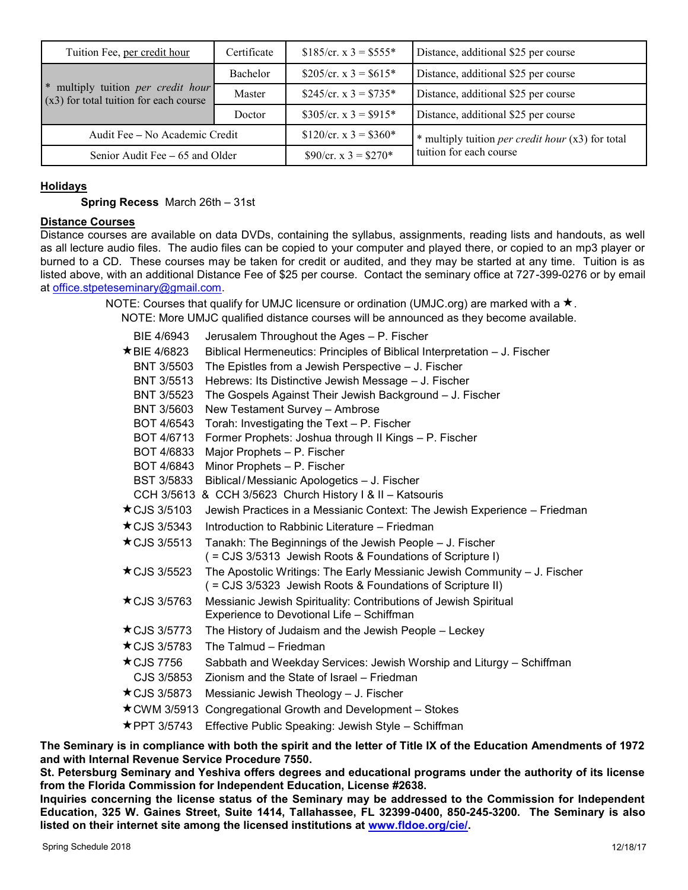| | | | |
|---|---|---|---|
| Tuition Fee, per credit hour | Certificate | $185/cr. x 3 = $555* | Distance, additional $25 per course |
| * multiply tuition *per credit hour* (x3) for total tuition for each course | Bachelor | $205/cr. x 3 = $615* | Distance, additional $25 per course |
| | Master | $245/cr. x 3 = $735* | Distance, additional $25 per course |
| | Doctor | $305/cr. x 3 = $915* | Distance, additional $25 per course |
| Audit Fee – No Academic Credit | | $120/cr. x 3 = $360* | * multiply tuition *per credit hour* (x3) for total tuition for each course |
| Senior Audit Fee – 65 and Older | | $90/cr. x 3 = $270* | |

## Holidays

**Spring Recess** March 26th – 31st

## Distance Courses

Distance courses are available on data DVDs, containing the syllabus, assignments, reading lists and handouts, as well as all lecture audio files. The audio files can be copied to your computer and played there, or copied to an mp3 player or burned to a CD. These courses may be taken for credit or audited, and they may be started at any time. Tuition is as listed above, with an additional Distance Fee of $25 per course. Contact the seminary office at 727-399-0276 or by email at office.stpeteseminary@gmail.com.

NOTE: Courses that qualify for UMJC licensure or ordination (UMJC.org) are marked with a ★.
NOTE: More UMJC qualified distance courses will be announced as they become available.

- BIE 4/6943 Jerusalem Throughout the Ages – P. Fischer
- ★BIE 4/6823 Biblical Hermeneutics: Principles of Biblical Interpretation – J. Fischer
- BNT 3/5503 The Epistles from a Jewish Perspective – J. Fischer
- BNT 3/5513 Hebrews: Its Distinctive Jewish Message – J. Fischer
- BNT 3/5523 The Gospels Against Their Jewish Background – J. Fischer
- BNT 3/5603 New Testament Survey – Ambrose
- BOT 4/6543 Torah: Investigating the Text – P. Fischer
- BOT 4/6713 Former Prophets: Joshua through II Kings – P. Fischer
- BOT 4/6833 Major Prophets – P. Fischer
- BOT 4/6843 Minor Prophets – P. Fischer
- BST 3/5833 Biblical / Messianic Apologetics – J. Fischer
- CCH 3/5613 & CCH 3/5623 Church History I & II – Katsouris
- ★CJS 3/5103 Jewish Practices in a Messianic Context: The Jewish Experience – Friedman
- ★CJS 3/5343 Introduction to Rabbinic Literature – Friedman
- ★CJS 3/5513 Tanakh: The Beginnings of the Jewish People – J. Fischer
  ( = CJS 3/5313 Jewish Roots & Foundations of Scripture I)
- ★CJS 3/5523 The Apostolic Writings: The Early Messianic Jewish Community – J. Fischer
  ( = CJS 3/5323 Jewish Roots & Foundations of Scripture II)
- ★CJS 3/5763 Messianic Jewish Spirituality: Contributions of Jewish Spiritual Experience to Devotional Life – Schiffman
- ★CJS 3/5773 The History of Judaism and the Jewish People – Leckey
- ★CJS 3/5783 The Talmud – Friedman
- ★CJS 7756 Sabbath and Weekday Services: Jewish Worship and Liturgy – Schiffman
- CJS 3/5853 Zionism and the State of Israel – Friedman
- ★CJS 3/5873 Messianic Jewish Theology – J. Fischer
- ★CWM 3/5913 Congregational Growth and Development – Stokes
- ★PPT 3/5743 Effective Public Speaking: Jewish Style – Schiffman

**The Seminary is in compliance with both the spirit and the letter of Title IX of the Education Amendments of 1972 and with Internal Revenue Service Procedure 7550.**

**St. Petersburg Seminary and Yeshiva offers degrees and educational programs under the authority of its license from the Florida Commission for Independent Education, License #2638.**

**Inquiries concerning the license status of the Seminary may be addressed to the Commission for Independent Education, 325 W. Gaines Street, Suite 1414, Tallahassee, FL 32399-0400, 850-245-3200. The Seminary is also listed on their internet site among the licensed institutions at www.fldoe.org/cie/.**